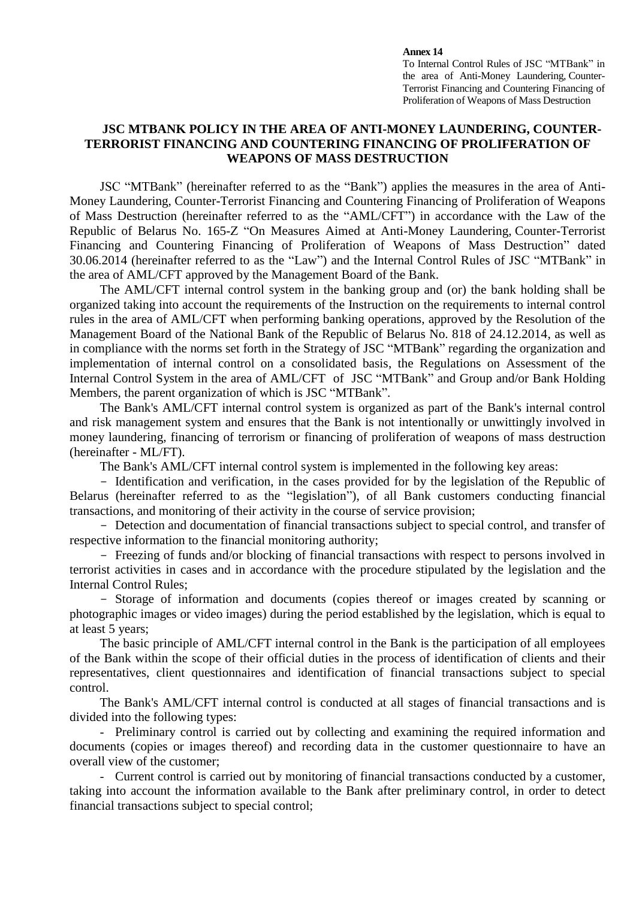**Annex 14**
To Internal Control Rules of JSC "MTBank" in the area of Anti-Money Laundering, Counter-Terrorist Financing and Countering Financing of Proliferation of Weapons of Mass Destruction

# JSC MTBANK POLICY IN THE AREA OF ANTI-MONEY LAUNDERING, COUNTER-TERRORIST FINANCING AND COUNTERING FINANCING OF PROLIFERATION OF WEAPONS OF MASS DESTRUCTION

JSC "MTBank" (hereinafter referred to as the "Bank") applies the measures in the area of Anti-Money Laundering, Counter-Terrorist Financing and Countering Financing of Proliferation of Weapons of Mass Destruction (hereinafter referred to as the "AML/CFT") in accordance with the Law of the Republic of Belarus No. 165-Z "On Measures Aimed at Anti-Money Laundering, Counter-Terrorist Financing and Countering Financing of Proliferation of Weapons of Mass Destruction" dated 30.06.2014 (hereinafter referred to as the "Law") and the Internal Control Rules of JSC "MTBank" in the area of AML/CFT approved by the Management Board of the Bank.

The AML/CFT internal control system in the banking group and (or) the bank holding shall be organized taking into account the requirements of the Instruction on the requirements to internal control rules in the area of AML/CFT when performing banking operations, approved by the Resolution of the Management Board of the National Bank of the Republic of Belarus No. 818 of 24.12.2014, as well as in compliance with the norms set forth in the Strategy of JSC "MTBank" regarding the organization and implementation of internal control on a consolidated basis, the Regulations on Assessment of the Internal Control System in the area of AML/CFT of JSC "MTBank" and Group and/or Bank Holding Members, the parent organization of which is JSC "MTBank".

The Bank's AML/CFT internal control system is organized as part of the Bank's internal control and risk management system and ensures that the Bank is not intentionally or unwittingly involved in money laundering, financing of terrorism or financing of proliferation of weapons of mass destruction (hereinafter - ML/FT).

The Bank's AML/CFT internal control system is implemented in the following key areas:

- Identification and verification, in the cases provided for by the legislation of the Republic of Belarus (hereinafter referred to as the "legislation"), of all Bank customers conducting financial transactions, and monitoring of their activity in the course of service provision;
- Detection and documentation of financial transactions subject to special control, and transfer of respective information to the financial monitoring authority;
- Freezing of funds and/or blocking of financial transactions with respect to persons involved in terrorist activities in cases and in accordance with the procedure stipulated by the legislation and the Internal Control Rules;
- Storage of information and documents (copies thereof or images created by scanning or photographic images or video images) during the period established by the legislation, which is equal to at least 5 years;

The basic principle of AML/CFT internal control in the Bank is the participation of all employees of the Bank within the scope of their official duties in the process of identification of clients and their representatives, client questionnaires and identification of financial transactions subject to special control.

The Bank's AML/CFT internal control is conducted at all stages of financial transactions and is divided into the following types:

- Preliminary control is carried out by collecting and examining the required information and documents (copies or images thereof) and recording data in the customer questionnaire to have an overall view of the customer;
- Current control is carried out by monitoring of financial transactions conducted by a customer, taking into account the information available to the Bank after preliminary control, in order to detect financial transactions subject to special control;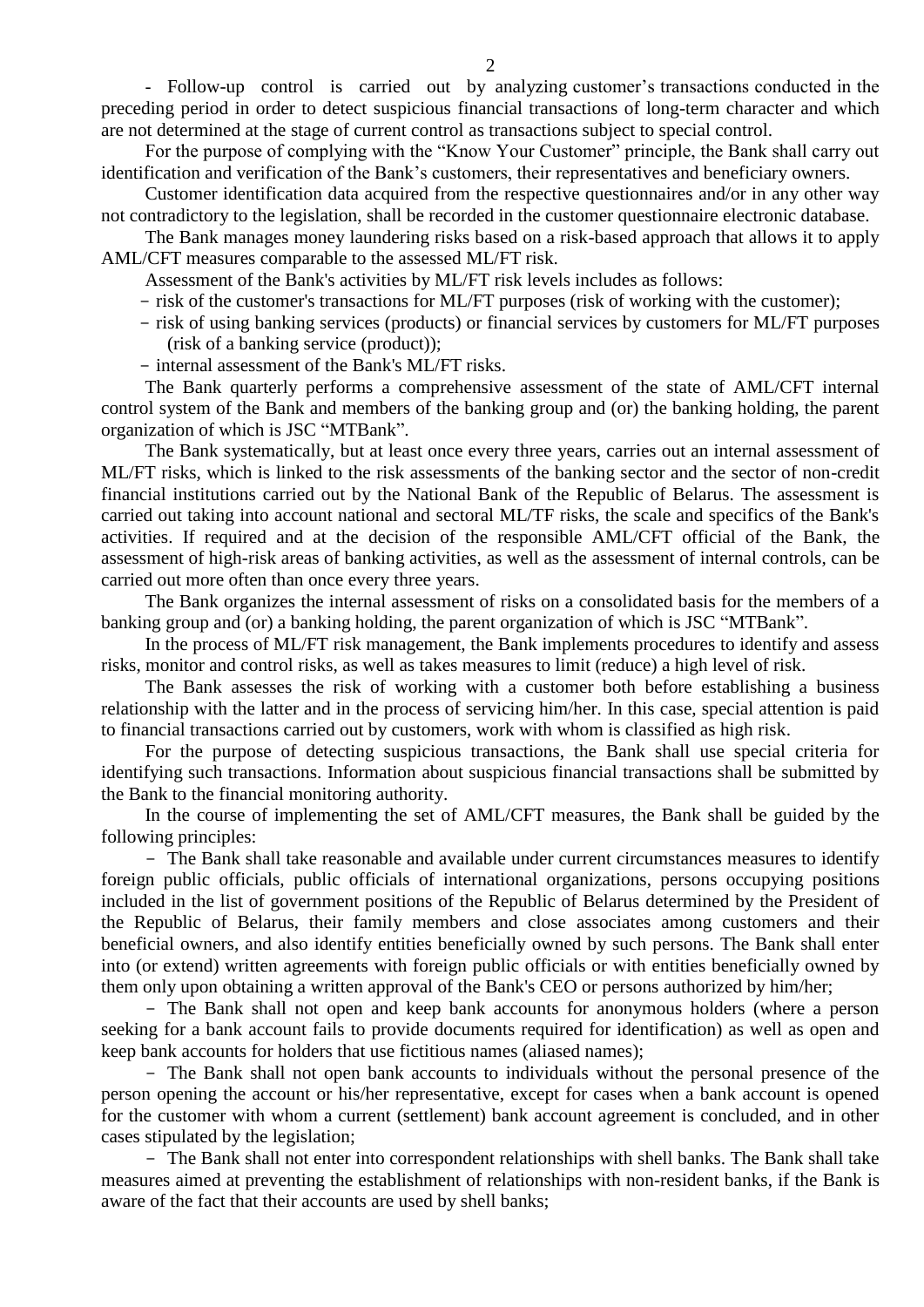- Follow-up control is carried out by analyzing customer's transactions conducted in the preceding period in order to detect suspicious financial transactions of long-term character and which are not determined at the stage of current control as transactions subject to special control.

For the purpose of complying with the "Know Your Customer" principle, the Bank shall carry out identification and verification of the Bank's customers, their representatives and beneficiary owners.

Customer identification data acquired from the respective questionnaires and/or in any other way not contradictory to the legislation, shall be recorded in the customer questionnaire electronic database.

The Bank manages money laundering risks based on a risk-based approach that allows it to apply AML/CFT measures comparable to the assessed ML/FT risk.

Assessment of the Bank's activities by ML/FT risk levels includes as follows:

- risk of the customer's transactions for ML/FT purposes (risk of working with the customer);
- risk of using banking services (products) or financial services by customers for ML/FT purposes (risk of a banking service (product));
- internal assessment of the Bank's ML/FT risks.

The Bank quarterly performs a comprehensive assessment of the state of AML/CFT internal control system of the Bank and members of the banking group and (or) the banking holding, the parent organization of which is JSC "MTBank".

The Bank systematically, but at least once every three years, carries out an internal assessment of ML/FT risks, which is linked to the risk assessments of the banking sector and the sector of non-credit financial institutions carried out by the National Bank of the Republic of Belarus. The assessment is carried out taking into account national and sectoral ML/TF risks, the scale and specifics of the Bank's activities. If required and at the decision of the responsible AML/CFT official of the Bank, the assessment of high-risk areas of banking activities, as well as the assessment of internal controls, can be carried out more often than once every three years.

The Bank organizes the internal assessment of risks on a consolidated basis for the members of a banking group and (or) a banking holding, the parent organization of which is JSC "MTBank".

In the process of ML/FT risk management, the Bank implements procedures to identify and assess risks, monitor and control risks, as well as takes measures to limit (reduce) a high level of risk.

The Bank assesses the risk of working with a customer both before establishing a business relationship with the latter and in the process of servicing him/her. In this case, special attention is paid to financial transactions carried out by customers, work with whom is classified as high risk.

For the purpose of detecting suspicious transactions, the Bank shall use special criteria for identifying such transactions. Information about suspicious financial transactions shall be submitted by the Bank to the financial monitoring authority.

In the course of implementing the set of AML/CFT measures, the Bank shall be guided by the following principles:

- The Bank shall take reasonable and available under current circumstances measures to identify foreign public officials, public officials of international organizations, persons occupying positions included in the list of government positions of the Republic of Belarus determined by the President of the Republic of Belarus, their family members and close associates among customers and their beneficial owners, and also identify entities beneficially owned by such persons. The Bank shall enter into (or extend) written agreements with foreign public officials or with entities beneficially owned by them only upon obtaining a written approval of the Bank's CEO or persons authorized by him/her;
- The Bank shall not open and keep bank accounts for anonymous holders (where a person seeking for a bank account fails to provide documents required for identification) as well as open and keep bank accounts for holders that use fictitious names (aliased names);
- The Bank shall not open bank accounts to individuals without the personal presence of the person opening the account or his/her representative, except for cases when a bank account is opened for the customer with whom a current (settlement) bank account agreement is concluded, and in other cases stipulated by the legislation;
- The Bank shall not enter into correspondent relationships with shell banks. The Bank shall take measures aimed at preventing the establishment of relationships with non-resident banks, if the Bank is aware of the fact that their accounts are used by shell banks;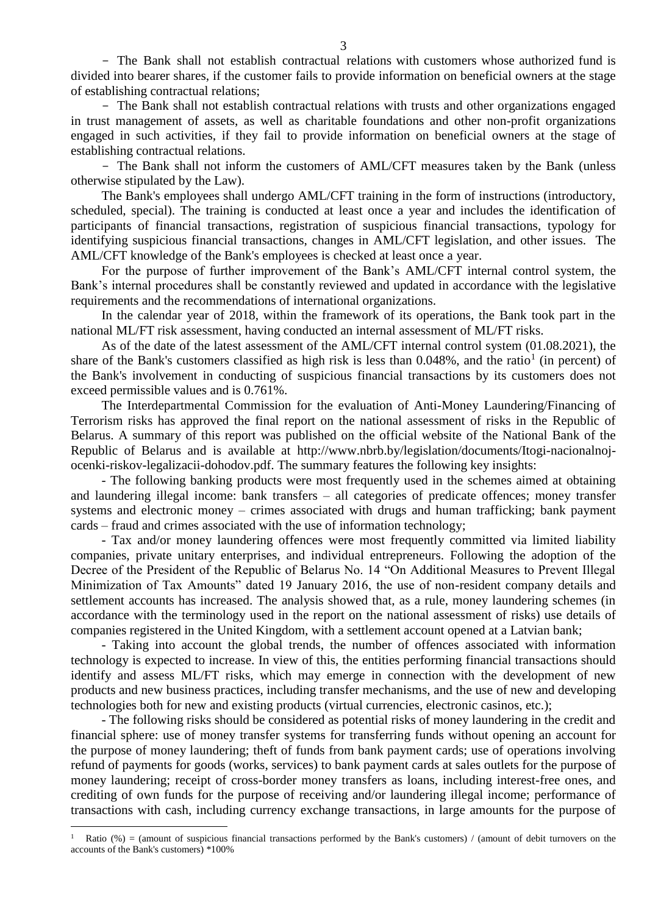- The Bank shall not establish contractual relations with customers whose authorized fund is divided into bearer shares, if the customer fails to provide information on beneficial owners at the stage of establishing contractual relations;

- The Bank shall not establish contractual relations with trusts and other organizations engaged in trust management of assets, as well as charitable foundations and other non-profit organizations engaged in such activities, if they fail to provide information on beneficial owners at the stage of establishing contractual relations.

- The Bank shall not inform the customers of AML/CFT measures taken by the Bank (unless otherwise stipulated by the Law).

The Bank's employees shall undergo AML/CFT training in the form of instructions (introductory, scheduled, special). The training is conducted at least once a year and includes the identification of participants of financial transactions, registration of suspicious financial transactions, typology for identifying suspicious financial transactions, changes in AML/CFT legislation, and other issues. The AML/CFT knowledge of the Bank's employees is checked at least once a year.

For the purpose of further improvement of the Bank's AML/CFT internal control system, the Bank's internal procedures shall be constantly reviewed and updated in accordance with the legislative requirements and the recommendations of international organizations.

In the calendar year of 2018, within the framework of its operations, the Bank took part in the national ML/FT risk assessment, having conducted an internal assessment of ML/FT risks.

As of the date of the latest assessment of the AML/CFT internal control system (01.08.2021), the share of the Bank's customers classified as high risk is less than 0.048%, and the ratio[1] (in percent) of the Bank's involvement in conducting of suspicious financial transactions by its customers does not exceed permissible values and is 0.761%.

The Interdepartmental Commission for the evaluation of Anti-Money Laundering/Financing of Terrorism risks has approved the final report on the national assessment of risks in the Republic of Belarus. A summary of this report was published on the official website of the National Bank of the Republic of Belarus and is available at http://www.nbrb.by/legislation/documents/Itogi-nacionalnoj-ocenki-riskov-legalizacii-dohodov.pdf. The summary features the following key insights:

- The following banking products were most frequently used in the schemes aimed at obtaining and laundering illegal income: bank transfers – all categories of predicate offences; money transfer systems and electronic money – crimes associated with drugs and human trafficking; bank payment cards – fraud and crimes associated with the use of information technology;

- Tax and/or money laundering offences were most frequently committed via limited liability companies, private unitary enterprises, and individual entrepreneurs. Following the adoption of the Decree of the President of the Republic of Belarus No. 14 "On Additional Measures to Prevent Illegal Minimization of Tax Amounts" dated 19 January 2016, the use of non-resident company details and settlement accounts has increased. The analysis showed that, as a rule, money laundering schemes (in accordance with the terminology used in the report on the national assessment of risks) use details of companies registered in the United Kingdom, with a settlement account opened at a Latvian bank;

- Taking into account the global trends, the number of offences associated with information technology is expected to increase. In view of this, the entities performing financial transactions should identify and assess ML/FT risks, which may emerge in connection with the development of new products and new business practices, including transfer mechanisms, and the use of new and developing technologies both for new and existing products (virtual currencies, electronic casinos, etc.);

- The following risks should be considered as potential risks of money laundering in the credit and financial sphere: use of money transfer systems for transferring funds without opening an account for the purpose of money laundering; theft of funds from bank payment cards; use of operations involving refund of payments for goods (works, services) to bank payment cards at sales outlets for the purpose of money laundering; receipt of cross-border money transfers as loans, including interest-free ones, and crediting of own funds for the purpose of receiving and/or laundering illegal income; performance of transactions with cash, including currency exchange transactions, in large amounts for the purpose of

---

[1] Ratio (%) = (amount of suspicious financial transactions performed by the Bank's customers) / (amount of debit turnovers on the accounts of the Bank's customers) *100%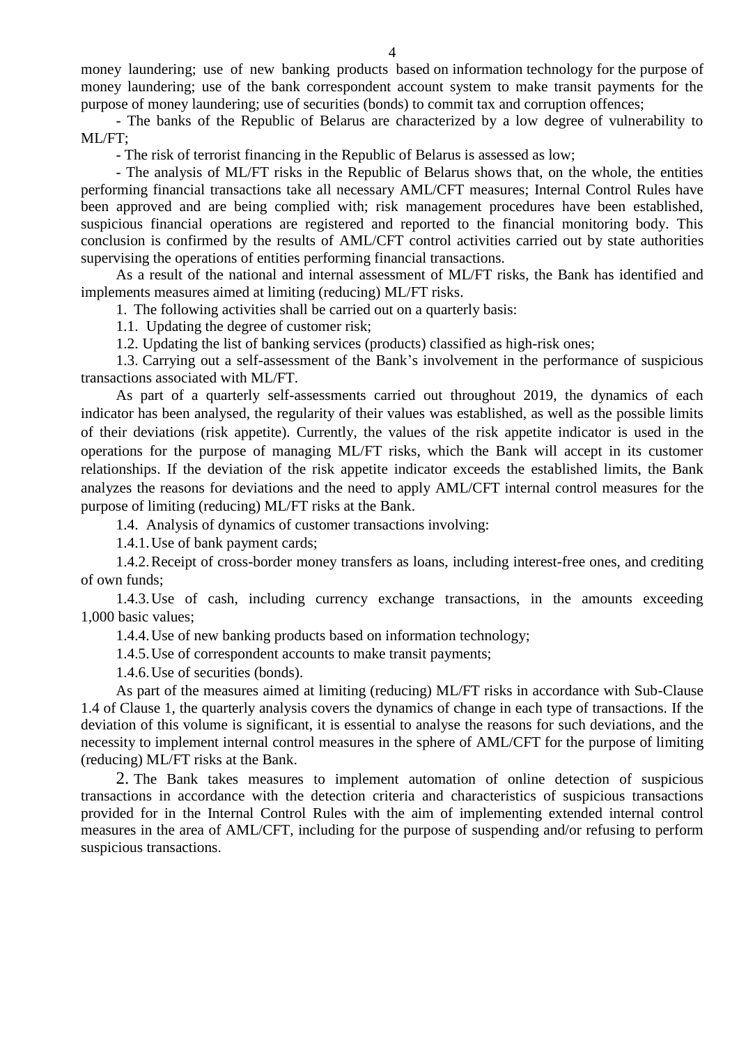money laundering; use of new banking products based on information technology for the purpose of money laundering; use of the bank correspondent account system to make transit payments for the purpose of money laundering; use of securities (bonds) to commit tax and corruption offences;

- The banks of the Republic of Belarus are characterized by a low degree of vulnerability to ML/FT;

- The risk of terrorist financing in the Republic of Belarus is assessed as low;

- The analysis of ML/FT risks in the Republic of Belarus shows that, on the whole, the entities performing financial transactions take all necessary AML/CFT measures; Internal Control Rules have been approved and are being complied with; risk management procedures have been established, suspicious financial operations are registered and reported to the financial monitoring body. This conclusion is confirmed by the results of AML/CFT control activities carried out by state authorities supervising the operations of entities performing financial transactions.

As a result of the national and internal assessment of ML/FT risks, the Bank has identified and implements measures aimed at limiting (reducing) ML/FT risks.

1. The following activities shall be carried out on a quarterly basis:

1.1. Updating the degree of customer risk;

1.2. Updating the list of banking services (products) classified as high-risk ones;

1.3. Carrying out a self-assessment of the Bank's involvement in the performance of suspicious transactions associated with ML/FT.

As part of a quarterly self-assessments carried out throughout 2019, the dynamics of each indicator has been analysed, the regularity of their values was established, as well as the possible limits of their deviations (risk appetite). Currently, the values of the risk appetite indicator is used in the operations for the purpose of managing ML/FT risks, which the Bank will accept in its customer relationships. If the deviation of the risk appetite indicator exceeds the established limits, the Bank analyzes the reasons for deviations and the need to apply AML/CFT internal control measures for the purpose of limiting (reducing) ML/FT risks at the Bank.

1.4. Analysis of dynamics of customer transactions involving:

1.4.1. Use of bank payment cards;

1.4.2. Receipt of cross-border money transfers as loans, including interest-free ones, and crediting of own funds;

1.4.3. Use of cash, including currency exchange transactions, in the amounts exceeding 1,000 basic values;

1.4.4. Use of new banking products based on information technology;

1.4.5. Use of correspondent accounts to make transit payments;

1.4.6. Use of securities (bonds).

As part of the measures aimed at limiting (reducing) ML/FT risks in accordance with Sub-Clause 1.4 of Clause 1, the quarterly analysis covers the dynamics of change in each type of transactions. If the deviation of this volume is significant, it is essential to analyse the reasons for such deviations, and the necessity to implement internal control measures in the sphere of AML/CFT for the purpose of limiting (reducing) ML/FT risks at the Bank.

2. The Bank takes measures to implement automation of online detection of suspicious transactions in accordance with the detection criteria and characteristics of suspicious transactions provided for in the Internal Control Rules with the aim of implementing extended internal control measures in the area of AML/CFT, including for the purpose of suspending and/or refusing to perform suspicious transactions.